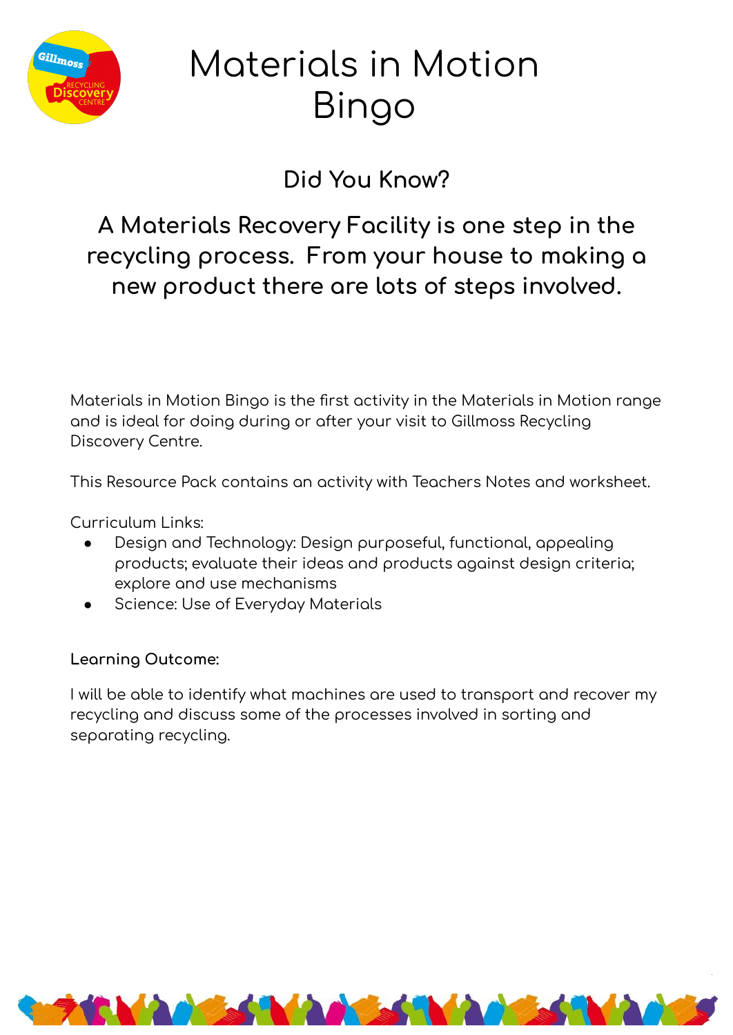# Materials in Motion Bingo

## Did You Know?

### A Materials Recovery Facility is one step in the recycling process. From your house to making a new product there are lots of steps involved.

Materials in Motion Bingo is the first activity in the Materials in Motion range and is ideal for doing during or after your visit to Gillmoss Recycling Discovery Centre.

This Resource Pack contains an activity with Teachers Notes and worksheet.

Curriculum Links:

- Design and Technology: Design purposeful, functional, appealing products; evaluate their ideas and products against design criteria; explore and use mechanisms
- Science: Use of Everyday Materials

**Learning Outcome:**

I will be able to identify what machines are used to transport and recover my recycling and discuss some of the processes involved in sorting and separating recycling.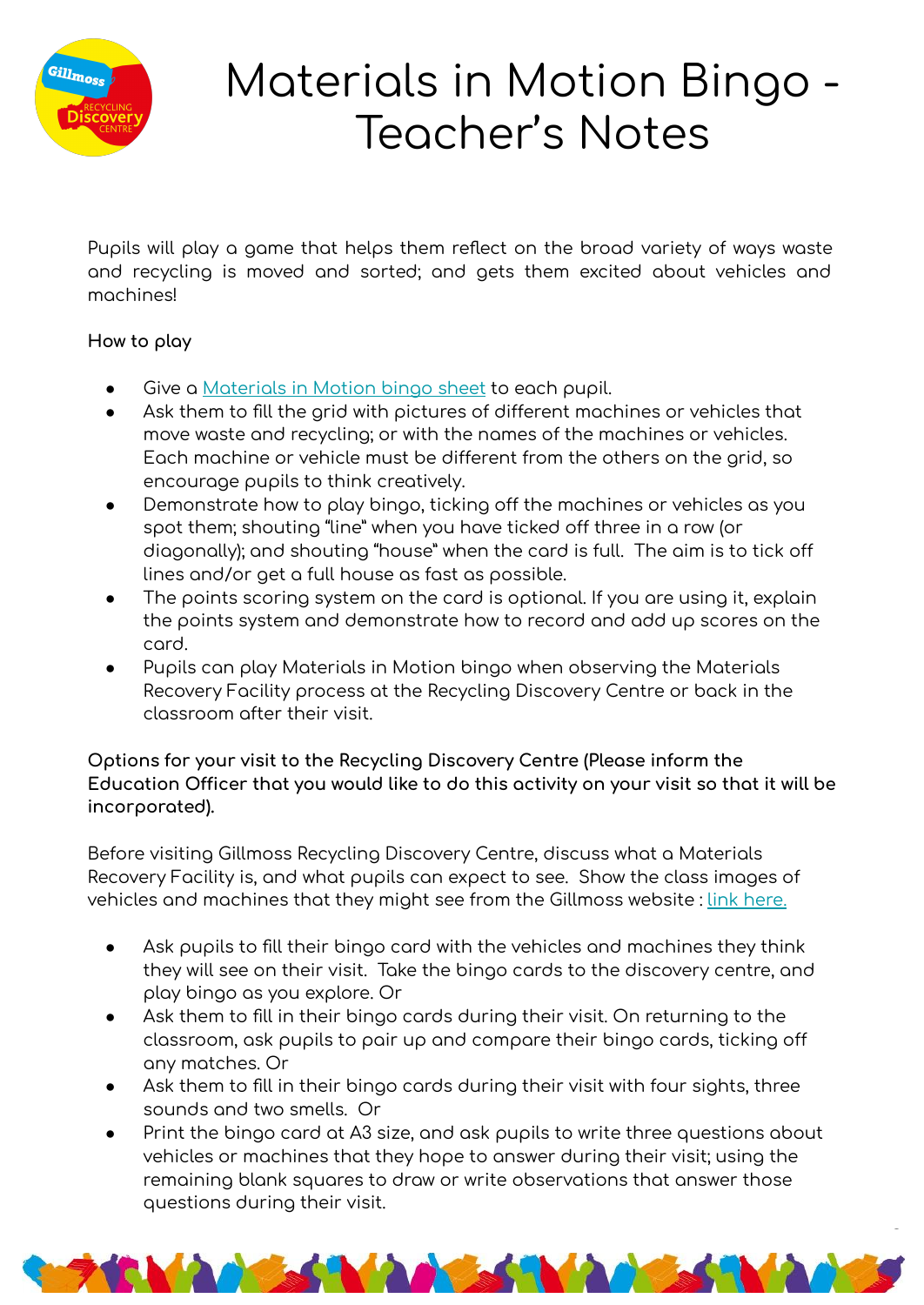# Materials in Motion Bingo - Teacher's Notes

Pupils will play a game that helps them reflect on the broad variety of ways waste and recycling is moved and sorted; and gets them excited about vehicles and machines!

**How to play**

- Give a [Materials in Motion bingo sheet]() to each pupil.
- Ask them to fill the grid with pictures of different machines or vehicles that move waste and recycling; or with the names of the machines or vehicles. Each machine or vehicle must be different from the others on the grid, so encourage pupils to think creatively.
- Demonstrate how to play bingo, ticking off the machines or vehicles as you spot them; shouting "line" when you have ticked off three in a row (or diagonally); and shouting "house" when the card is full. The aim is to tick off lines and/or get a full house as fast as possible.
- The points scoring system on the card is optional. If you are using it, explain the points system and demonstrate how to record and add up scores on the card.
- Pupils can play Materials in Motion bingo when observing the Materials Recovery Facility process at the Recycling Discovery Centre or back in the classroom after their visit.

**Options for your visit to the Recycling Discovery Centre (Please inform the Education Officer that you would like to do this activity on your visit so that it will be incorporated).**

Before visiting Gillmoss Recycling Discovery Centre, discuss what a Materials Recovery Facility is, and what pupils can expect to see. Show the class images of vehicles and machines that they might see from the Gillmoss website : [link here.]()

- Ask pupils to fill their bingo card with the vehicles and machines they think they will see on their visit. Take the bingo cards to the discovery centre, and play bingo as you explore. Or
- Ask them to fill in their bingo cards during their visit. On returning to the classroom, ask pupils to pair up and compare their bingo cards, ticking off any matches. Or
- Ask them to fill in their bingo cards during their visit with four sights, three sounds and two smells. Or
- Print the bingo card at A3 size, and ask pupils to write three questions about vehicles or machines that they hope to answer during their visit; using the remaining blank squares to draw or write observations that answer those questions during their visit.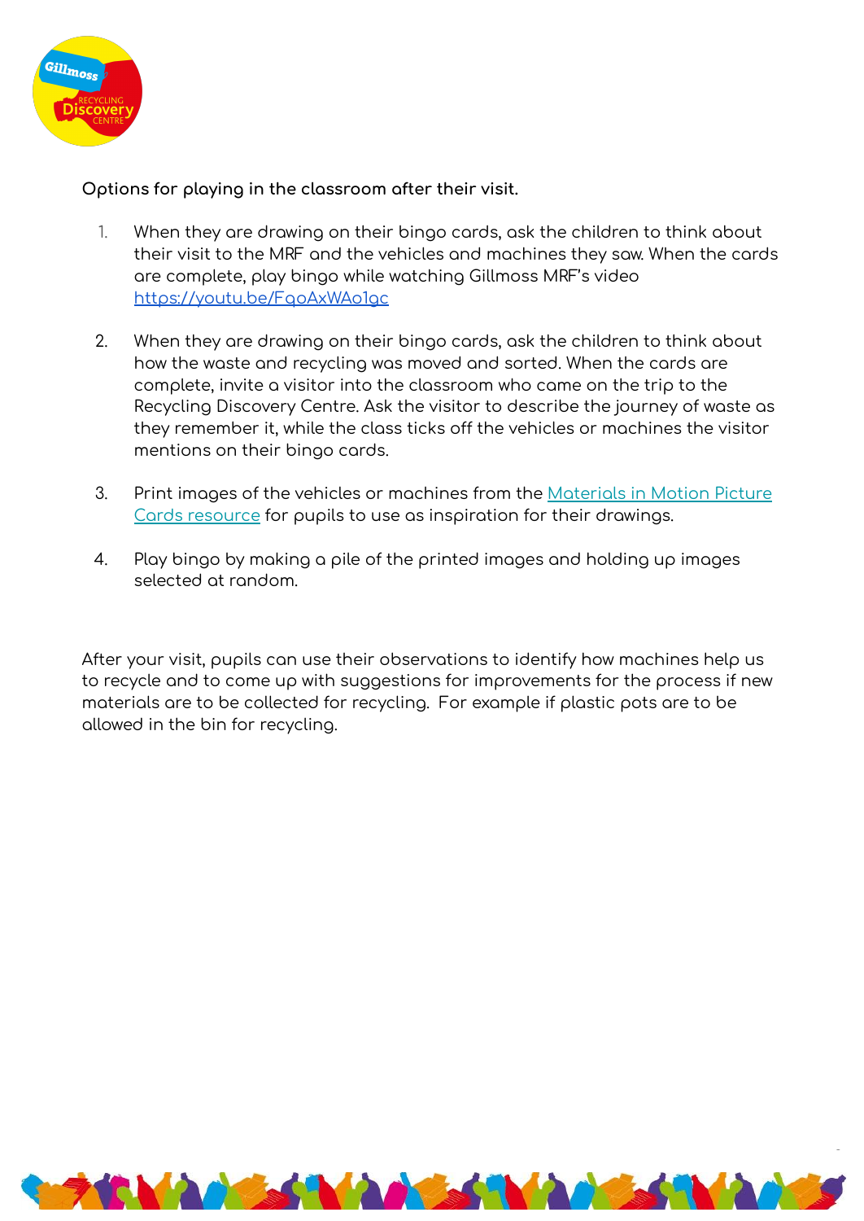**Options for playing in the classroom after their visit.**

1. When they are drawing on their bingo cards, ask the children to think about their visit to the MRF and the vehicles and machines they saw. When the cards are complete, play bingo while watching Gillmoss MRF's video https://youtu.be/FqoAxWAo1gc

2. When they are drawing on their bingo cards, ask the children to think about how the waste and recycling was moved and sorted. When the cards are complete, invite a visitor into the classroom who came on the trip to the Recycling Discovery Centre. Ask the visitor to describe the journey of waste as they remember it, while the class ticks off the vehicles or machines the visitor mentions on their bingo cards.

3. Print images of the vehicles or machines from the Materials in Motion Picture Cards resource for pupils to use as inspiration for their drawings.

4. Play bingo by making a pile of the printed images and holding up images selected at random.

After your visit, pupils can use their observations to identify how machines help us to recycle and to come up with suggestions for improvements for the process if new materials are to be collected for recycling. For example if plastic pots are to be allowed in the bin for recycling.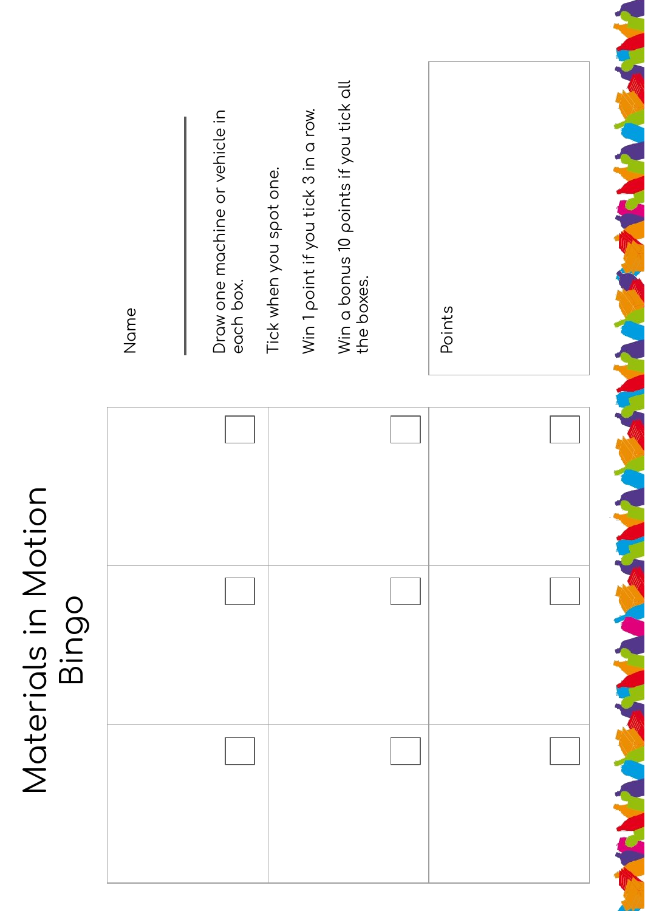# Materials in Motion Bingo

| | | |
|---|---|---|
| ☐ | ☐ | ☐ |
| ☐ | ☐ | ☐ |
| ☐ | ☐ | ☐ |

Name ______________________

Draw one machine or vehicle in each box.

Tick when you spot one.

Win 1 point if you tick 3 in a row.

Win a bonus 10 points if you tick all the boxes.

Points